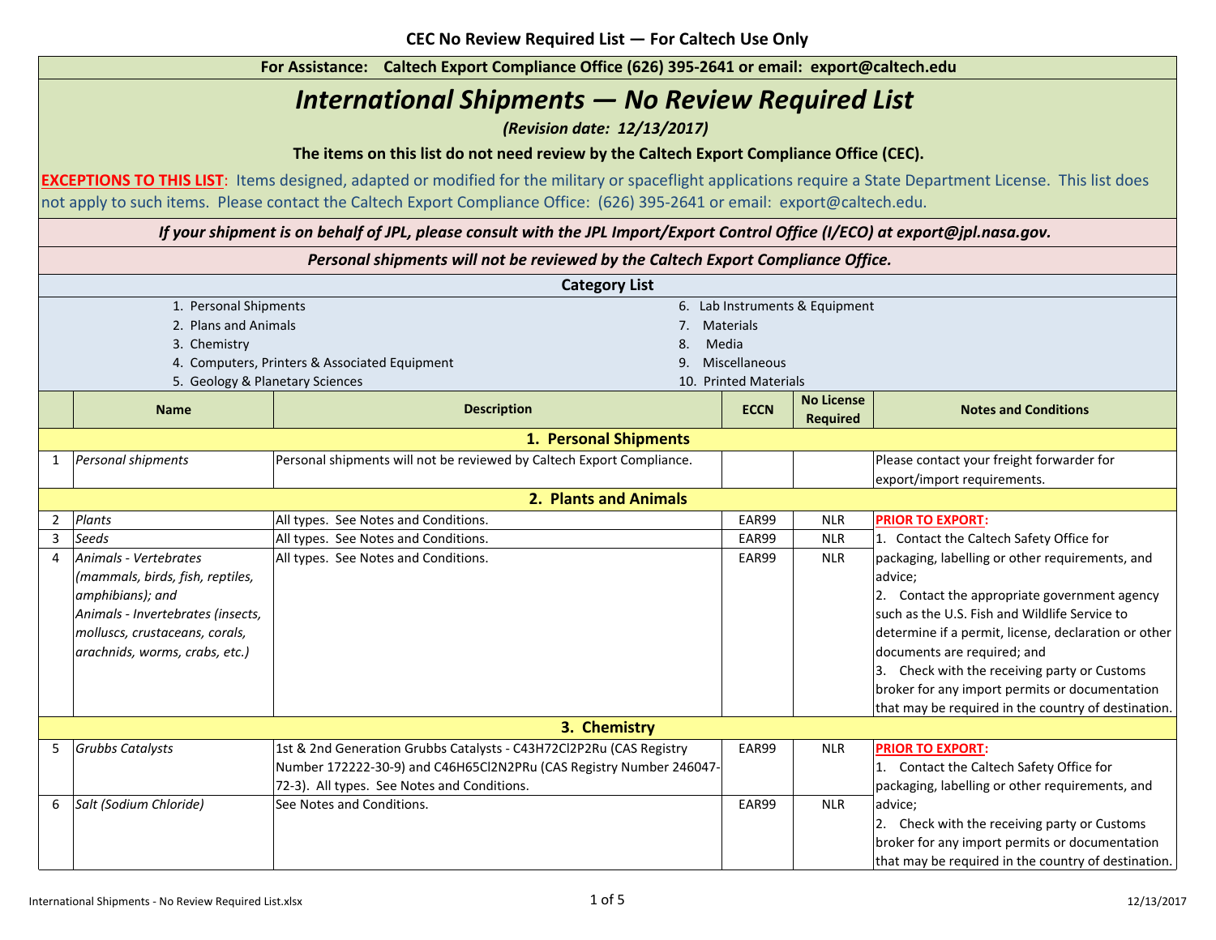# CEC No Review Required List — For Caltech Use Only

**For Assistance: Caltech Export Compliance Office (626) 395-2641 or email: export@caltech.edu**

## *International Shipments — No Review Required List*

***(Revision date: 12/13/2017)***

**The items on this list do not need review by the Caltech Export Compliance Office (CEC).**

**EXCEPTIONS TO THIS LIST**: Items designed, adapted or modified for the military or spaceflight applications require a State Department License. This list does not apply to such items. Please contact the Caltech Export Compliance Office: (626) 395-2641 or email: export@caltech.edu.

***If your shipment is on behalf of JPL, please consult with the JPL Import/Export Control Office (I/ECO) at export@jpl.nasa.gov.***

***Personal shipments will not be reviewed by the Caltech Export Compliance Office.***

### Category List

1. Personal Shipments
2. Plans and Animals
3. Chemistry
4. Computers, Printers & Associated Equipment
5. Geology & Planetary Sciences
6. Lab Instruments & Equipment
7. Materials
8. Media
9. Miscellaneous
10. Printed Materials

| | Name | Description | ECCN | No License Required | Notes and Conditions |
|---|---|---|---|---|---|
| | **1. Personal Shipments** | | | | |
| 1 | *Personal shipments* | Personal shipments will not be reviewed by Caltech Export Compliance. | | | Please contact your freight forwarder for export/import requirements. |
| | **2. Plants and Animals** | | | | |
| 2 | *Plants* | All types. See Notes and Conditions. | EAR99 | NLR | **PRIOR TO EXPORT:** 1. Contact the Caltech Safety Office for packaging, labelling or other requirements, and advice; 2. Contact the appropriate government agency such as the U.S. Fish and Wildlife Service to determine if a permit, license, declaration or other documents are required; and 3. Check with the receiving party or Customs broker for any import permits or documentation that may be required in the country of destination. |
| 3 | *Seeds* | All types. See Notes and Conditions. | EAR99 | NLR | |
| 4 | *Animals - Vertebrates (mammals, birds, fish, reptiles, amphibians); and Animals - Invertebrates (insects, molluscs, crustaceans, corals, arachnids, worms, crabs, etc.)* | All types. See Notes and Conditions. | EAR99 | NLR | |
| | **3. Chemistry** | | | | |
| 5 | *Grubbs Catalysts* | 1st & 2nd Generation Grubbs Catalysts - C43H72Cl2P2Ru (CAS Registry Number 172222-30-9) and C46H65Cl2N2PRu (CAS Registry Number 246047-72-3). All types. See Notes and Conditions. | EAR99 | NLR | **PRIOR TO EXPORT:** 1. Contact the Caltech Safety Office for packaging, labelling or other requirements, and advice; 2. Check with the receiving party or Customs broker for any import permits or documentation that may be required in the country of destination. |
| 6 | *Salt (Sodium Chloride)* | See Notes and Conditions. | EAR99 | NLR | |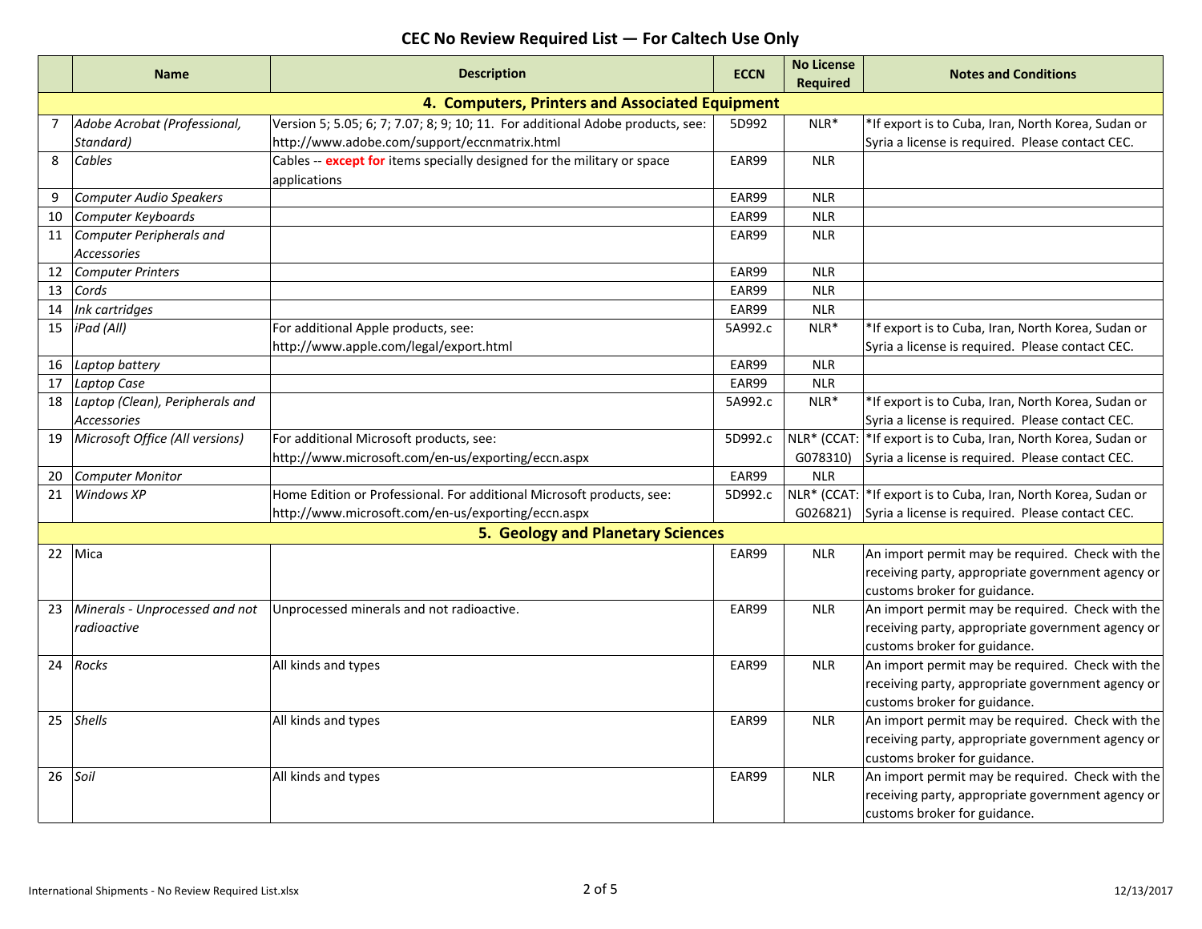# CEC No Review Required List — For Caltech Use Only

| | Name | Description | ECCN | No License Required | Notes and Conditions |
|---|---|---|---|---|---|
| | | **4. Computers, Printers and Associated Equipment** | | | |
| 7 | *Adobe Acrobat (Professional, Standard)* | Version 5; 5.05; 6; 7; 7.07; 8; 9; 10; 11. For additional Adobe products, see: http://www.adobe.com/support/eccnmatrix.html | 5D992 | NLR* | *If export is to Cuba, Iran, North Korea, Sudan or Syria a license is required. Please contact CEC. |
| 8 | *Cables* | Cables -- **except for** items specially designed for the military or space applications | EAR99 | NLR | |
| 9 | *Computer Audio Speakers* | | EAR99 | NLR | |
| 10 | *Computer Keyboards* | | EAR99 | NLR | |
| 11 | *Computer Peripherals and Accessories* | | EAR99 | NLR | |
| 12 | *Computer Printers* | | EAR99 | NLR | |
| 13 | *Cords* | | EAR99 | NLR | |
| 14 | *Ink cartridges* | | EAR99 | NLR | |
| 15 | *iPad (All)* | For additional Apple products, see: http://www.apple.com/legal/export.html | 5A992.c | NLR* | *If export is to Cuba, Iran, North Korea, Sudan or Syria a license is required. Please contact CEC. |
| 16 | *Laptop battery* | | EAR99 | NLR | |
| 17 | *Laptop Case* | | EAR99 | NLR | |
| 18 | *Laptop (Clean), Peripherals and Accessories* | | 5A992.c | NLR* | *If export is to Cuba, Iran, North Korea, Sudan or Syria a license is required. Please contact CEC. |
| 19 | *Microsoft Office (All versions)* | For additional Microsoft products, see: http://www.microsoft.com/en-us/exporting/eccn.aspx | 5D992.c | NLR* (CCAT: G078310) | *If export is to Cuba, Iran, North Korea, Sudan or Syria a license is required. Please contact CEC. |
| 20 | *Computer Monitor* | | EAR99 | NLR | |
| 21 | *Windows XP* | Home Edition or Professional. For additional Microsoft products, see: http://www.microsoft.com/en-us/exporting/eccn.aspx | 5D992.c | NLR* (CCAT: G026821) | *If export is to Cuba, Iran, North Korea, Sudan or Syria a license is required. Please contact CEC. |
| | | **5. Geology and Planetary Sciences** | | | |
| 22 | Mica | | EAR99 | NLR | An import permit may be required. Check with the receiving party, appropriate government agency or customs broker for guidance. |
| 23 | *Minerals - Unprocessed and not radioactive* | Unprocessed minerals and not radioactive. | EAR99 | NLR | An import permit may be required. Check with the receiving party, appropriate government agency or customs broker for guidance. |
| 24 | *Rocks* | All kinds and types | EAR99 | NLR | An import permit may be required. Check with the receiving party, appropriate government agency or customs broker for guidance. |
| 25 | *Shells* | All kinds and types | EAR99 | NLR | An import permit may be required. Check with the receiving party, appropriate government agency or customs broker for guidance. |
| 26 | *Soil* | All kinds and types | EAR99 | NLR | An import permit may be required. Check with the receiving party, appropriate government agency or customs broker for guidance. |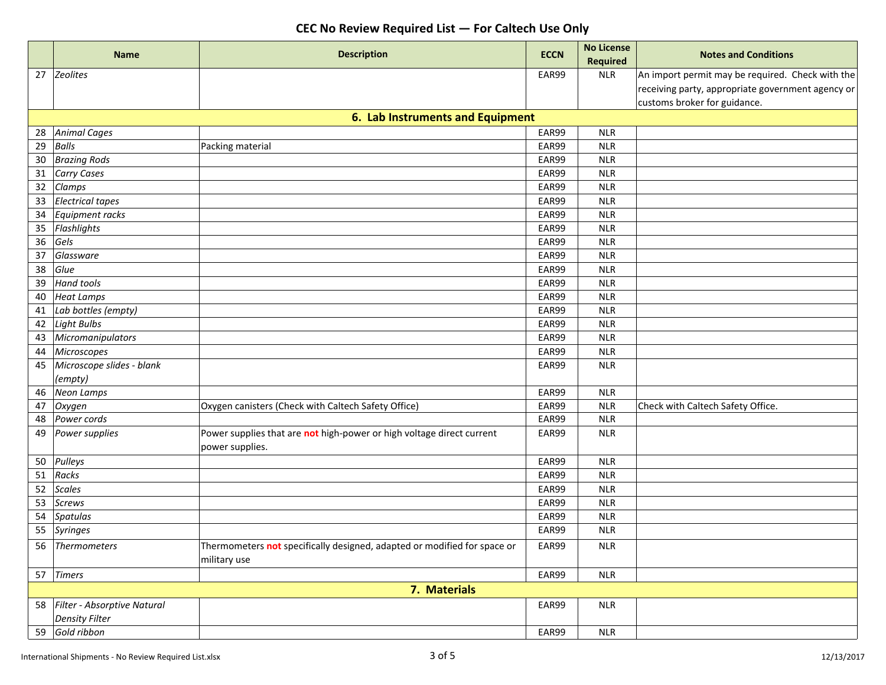# CEC No Review Required List — For Caltech Use Only

| | Name | Description | ECCN | No License Required | Notes and Conditions |
|---|---|---|---|---|---|
| 27 | *Zeolites* | | EAR99 | NLR | An import permit may be required. Check with the receiving party, appropriate government agency or customs broker for guidance. |
| | | **6. Lab Instruments and Equipment** | | | |
| 28 | *Animal Cages* | | EAR99 | NLR | |
| 29 | *Balls* | Packing material | EAR99 | NLR | |
| 30 | *Brazing Rods* | | EAR99 | NLR | |
| 31 | *Carry Cases* | | EAR99 | NLR | |
| 32 | *Clamps* | | EAR99 | NLR | |
| 33 | *Electrical tapes* | | EAR99 | NLR | |
| 34 | *Equipment racks* | | EAR99 | NLR | |
| 35 | *Flashlights* | | EAR99 | NLR | |
| 36 | *Gels* | | EAR99 | NLR | |
| 37 | *Glassware* | | EAR99 | NLR | |
| 38 | *Glue* | | EAR99 | NLR | |
| 39 | *Hand tools* | | EAR99 | NLR | |
| 40 | *Heat Lamps* | | EAR99 | NLR | |
| 41 | *Lab bottles (empty)* | | EAR99 | NLR | |
| 42 | *Light Bulbs* | | EAR99 | NLR | |
| 43 | *Micromanipulators* | | EAR99 | NLR | |
| 44 | *Microscopes* | | EAR99 | NLR | |
| 45 | *Microscope slides - blank (empty)* | | EAR99 | NLR | |
| 46 | *Neon Lamps* | | EAR99 | NLR | |
| 47 | *Oxygen* | Oxygen canisters (Check with Caltech Safety Office) | EAR99 | NLR | Check with Caltech Safety Office. |
| 48 | *Power cords* | | EAR99 | NLR | |
| 49 | *Power supplies* | Power supplies that are **not** high-power or high voltage direct current power supplies. | EAR99 | NLR | |
| 50 | *Pulleys* | | EAR99 | NLR | |
| 51 | *Racks* | | EAR99 | NLR | |
| 52 | *Scales* | | EAR99 | NLR | |
| 53 | *Screws* | | EAR99 | NLR | |
| 54 | *Spatulas* | | EAR99 | NLR | |
| 55 | *Syringes* | | EAR99 | NLR | |
| 56 | *Thermometers* | Thermometers **not** specifically designed, adapted or modified for space or military use | EAR99 | NLR | |
| 57 | *Timers* | | EAR99 | NLR | |
| | | **7. Materials** | | | |
| 58 | *Filter - Absorptive Natural Density Filter* | | EAR99 | NLR | |
| 59 | *Gold ribbon* | | EAR99 | NLR | |

International Shipments - No Review Required List.xlsx 12/13/2017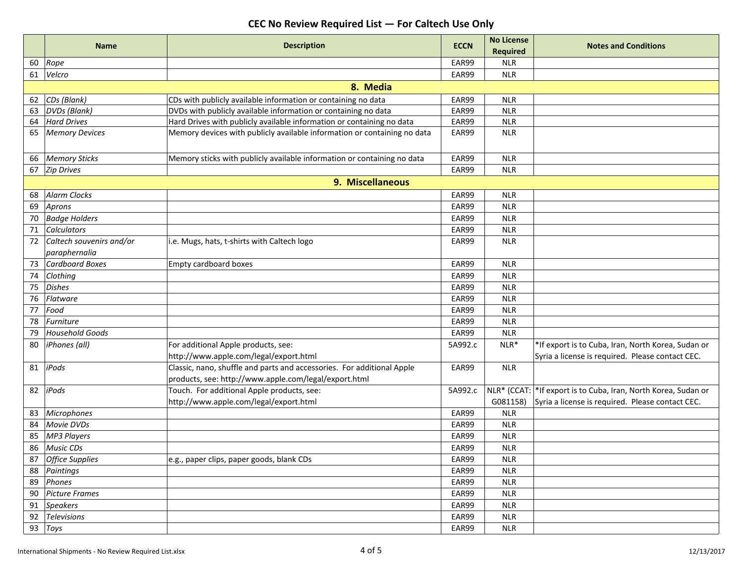# CEC No Review Required List — For Caltech Use Only

| | Name | Description | ECCN | No License Required | Notes and Conditions |
|---|---|---|---|---|---|
| 60 | *Rope* | | EAR99 | NLR | |
| 61 | *Velcro* | | EAR99 | NLR | |
| | | **8. Media** | | | |
| 62 | *CDs (Blank)* | CDs with publicly available information or containing no data | EAR99 | NLR | |
| 63 | *DVDs (Blank)* | DVDs with publicly available information or containing no data | EAR99 | NLR | |
| 64 | *Hard Drives* | Hard Drives with publicly available information or containing no data | EAR99 | NLR | |
| 65 | *Memory Devices* | Memory devices with publicly available information or containing no data | EAR99 | NLR | |
| 66 | *Memory Sticks* | Memory sticks with publicly available information or containing no data | EAR99 | NLR | |
| 67 | *Zip Drives* | | EAR99 | NLR | |
| | | **9. Miscellaneous** | | | |
| 68 | *Alarm Clocks* | | EAR99 | NLR | |
| 69 | *Aprons* | | EAR99 | NLR | |
| 70 | *Badge Holders* | | EAR99 | NLR | |
| 71 | *Calculators* | | EAR99 | NLR | |
| 72 | *Caltech souvenirs and/or paraphernalia* | i.e. Mugs, hats, t-shirts with Caltech logo | EAR99 | NLR | |
| 73 | *Cardboard Boxes* | Empty cardboard boxes | EAR99 | NLR | |
| 74 | *Clothing* | | EAR99 | NLR | |
| 75 | *Dishes* | | EAR99 | NLR | |
| 76 | *Flatware* | | EAR99 | NLR | |
| 77 | *Food* | | EAR99 | NLR | |
| 78 | *Furniture* | | EAR99 | NLR | |
| 79 | *Household Goods* | | EAR99 | NLR | |
| 80 | *iPhones (all)* | For additional Apple products, see: http://www.apple.com/legal/export.html | 5A992.c | NLR* | *If export is to Cuba, Iran, North Korea, Sudan or Syria a license is required. Please contact CEC. |
| 81 | *iPods* | Classic, nano, shuffle and parts and accessories. For additional Apple products, see: http://www.apple.com/legal/export.html | EAR99 | NLR | |
| 82 | *iPods* | Touch. For additional Apple products, see: http://www.apple.com/legal/export.html | 5A992.c | NLR* (CCAT: G081158) | *If export is to Cuba, Iran, North Korea, Sudan or Syria a license is required. Please contact CEC. |
| 83 | *Microphones* | | EAR99 | NLR | |
| 84 | *Movie DVDs* | | EAR99 | NLR | |
| 85 | *MP3 Players* | | EAR99 | NLR | |
| 86 | *Music CDs* | | EAR99 | NLR | |
| 87 | *Office Supplies* | e.g., paper clips, paper goods, blank CDs | EAR99 | NLR | |
| 88 | *Paintings* | | EAR99 | NLR | |
| 89 | *Phones* | | EAR99 | NLR | |
| 90 | *Picture Frames* | | EAR99 | NLR | |
| 91 | *Speakers* | | EAR99 | NLR | |
| 92 | *Televisions* | | EAR99 | NLR | |
| 93 | *Toys* | | EAR99 | NLR | |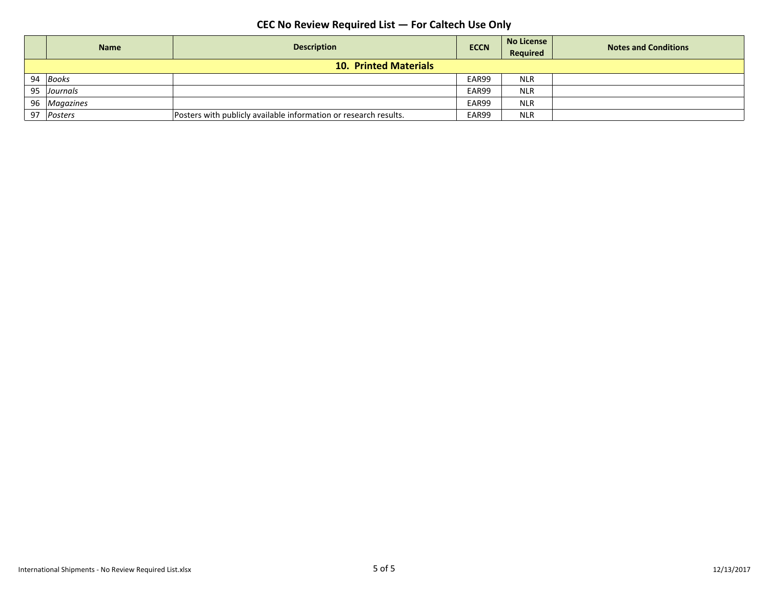# CEC No Review Required List — For Caltech Use Only

| | Name | Description | ECCN | No License Required | Notes and Conditions |
|---|---|---|---|---|---|
| **10. Printed Materials** | | | | | |
| 94 | *Books* | | EAR99 | NLR | |
| 95 | *Journals* | | EAR99 | NLR | |
| 96 | *Magazines* | | EAR99 | NLR | |
| 97 | *Posters* | Posters with publicly available information or research results. | EAR99 | NLR | |